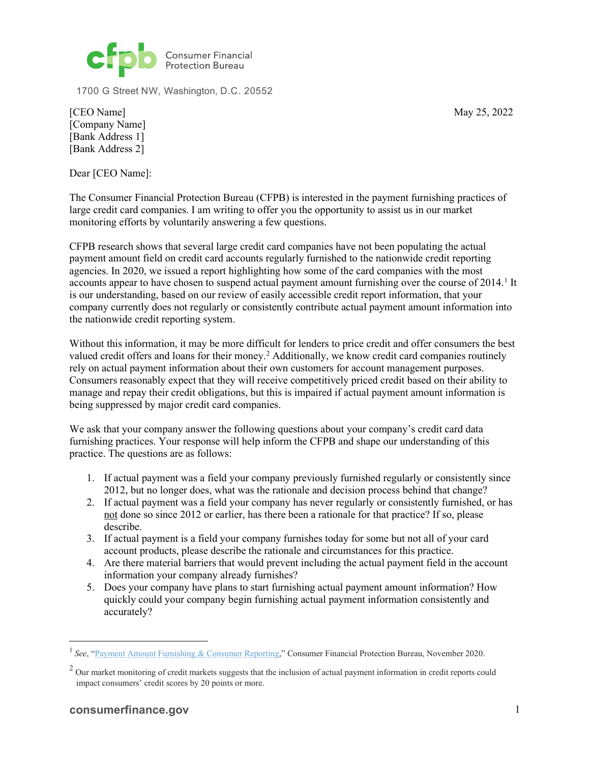Consumer Financial Protection Bureau

1700 G Street NW, Washington, D.C. 20552

[CEO Name]
[Company Name]
[Bank Address 1]
[Bank Address 2]

May 25, 2022

Dear [CEO Name]:

The Consumer Financial Protection Bureau (CFPB) is interested in the payment furnishing practices of large credit card companies. I am writing to offer you the opportunity to assist us in our market monitoring efforts by voluntarily answering a few questions.

CFPB research shows that several large credit card companies have not been populating the actual payment amount field on credit card accounts regularly furnished to the nationwide credit reporting agencies. In 2020, we issued a report highlighting how some of the card companies with the most accounts appear to have chosen to suspend actual payment amount furnishing over the course of 2014.[1] It is our understanding, based on our review of easily accessible credit report information, that your company currently does not regularly or consistently contribute actual payment amount information into the nationwide credit reporting system.

Without this information, it may be more difficult for lenders to price credit and offer consumers the best valued credit offers and loans for their money.[2] Additionally, we know credit card companies routinely rely on actual payment information about their own customers for account management purposes. Consumers reasonably expect that they will receive competitively priced credit based on their ability to manage and repay their credit obligations, but this is impaired if actual payment amount information is being suppressed by major credit card companies.

We ask that your company answer the following questions about your company's credit card data furnishing practices. Your response will help inform the CFPB and shape our understanding of this practice. The questions are as follows:

1. If actual payment was a field your company previously furnished regularly or consistently since 2012, but no longer does, what was the rationale and decision process behind that change?
2. If actual payment was a field your company has never regularly or consistently furnished, or has not done so since 2012 or earlier, has there been a rationale for that practice? If so, please describe.
3. If actual payment is a field your company furnishes today for some but not all of your card account products, please describe the rationale and circumstances for this practice.
4. Are there material barriers that would prevent including the actual payment field in the account information your company already furnishes?
5. Does your company have plans to start furnishing actual payment amount information? How quickly could your company begin furnishing actual payment information consistently and accurately?

---

[1] *See*, "Payment Amount Furnishing & Consumer Reporting," Consumer Financial Protection Bureau, November 2020.

[2] Our market monitoring of credit markets suggests that the inclusion of actual payment information in credit reports could impact consumers' credit scores by 20 points or more.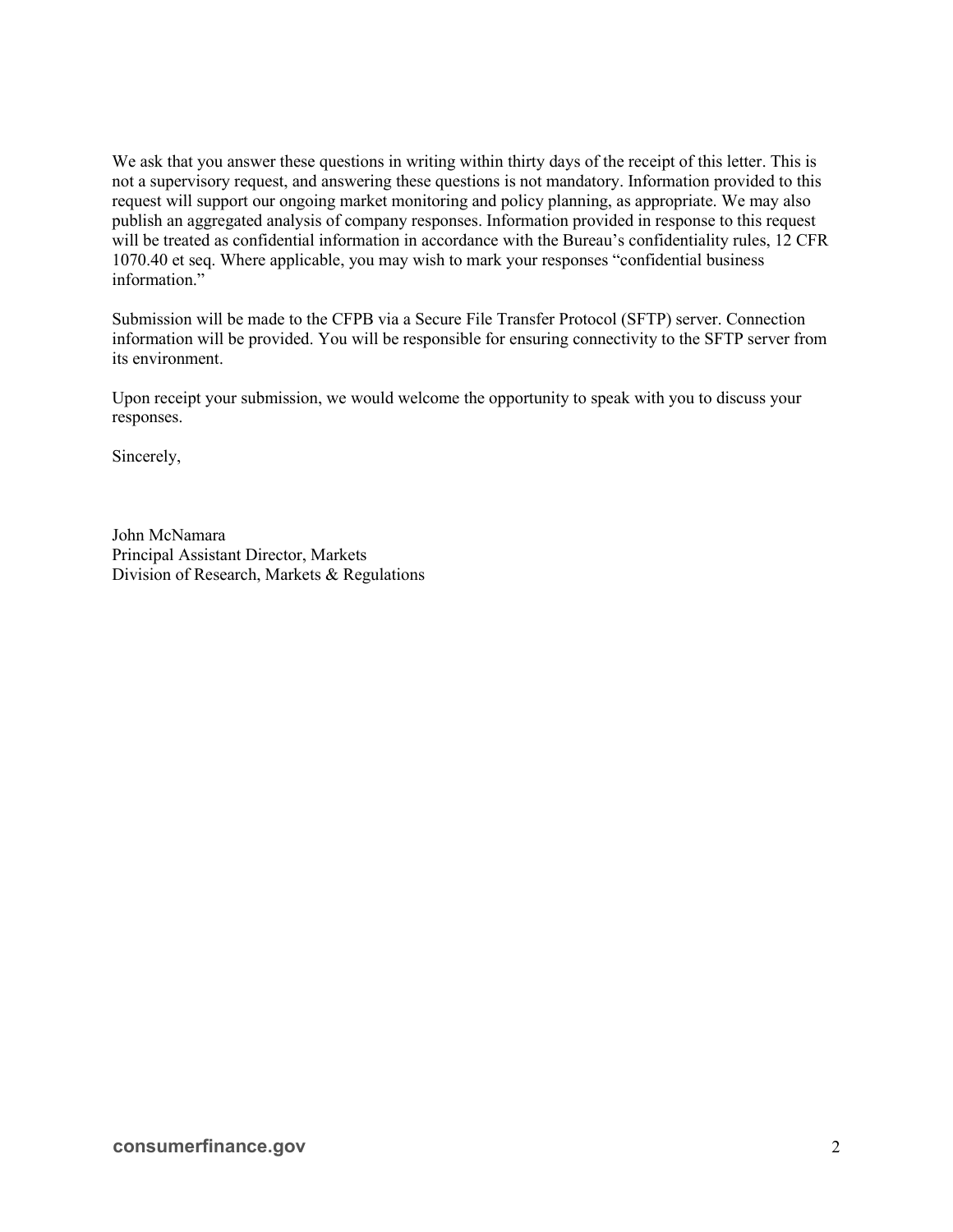We ask that you answer these questions in writing within thirty days of the receipt of this letter. This is not a supervisory request, and answering these questions is not mandatory. Information provided to this request will support our ongoing market monitoring and policy planning, as appropriate. We may also publish an aggregated analysis of company responses. Information provided in response to this request will be treated as confidential information in accordance with the Bureau's confidentiality rules, 12 CFR 1070.40 et seq. Where applicable, you may wish to mark your responses "confidential business information."

Submission will be made to the CFPB via a Secure File Transfer Protocol (SFTP) server. Connection information will be provided. You will be responsible for ensuring connectivity to the SFTP server from its environment.

Upon receipt your submission, we would welcome the opportunity to speak with you to discuss your responses.

Sincerely,

John McNamara
Principal Assistant Director, Markets
Division of Research, Markets & Regulations